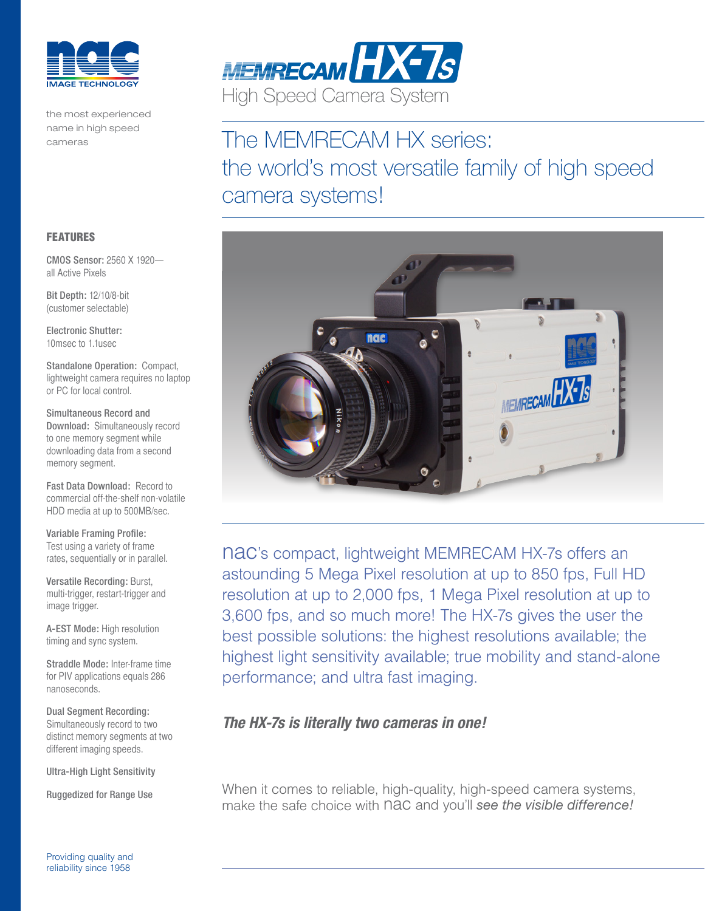nac IMAGE TECHNOLOGY

the most experienced name in high speed cameras

# MEMRECAM HX-7s

High Speed Camera System

## The MEMRECAM HX series: the world's most versatile family of high speed camera systems!

### FEATURES

**CMOS Sensor:** 2560 X 1920—all Active Pixels

**Bit Depth:** 12/10/8-bit (customer selectable)

**Electronic Shutter:** 10msec to 1.1usec

**Standalone Operation:** Compact, lightweight camera requires no laptop or PC for local control.

**Simultaneous Record and Download:** Simultaneously record to one memory segment while downloading data from a second memory segment.

**Fast Data Download:** Record to commercial off-the-shelf non-volatile HDD media at up to 500MB/sec.

**Variable Framing Profile:** Test using a variety of frame rates, sequentially or in parallel.

**Versatile Recording:** Burst, multi-trigger, restart-trigger and image trigger.

**A-EST Mode:** High resolution timing and sync system.

**Straddle Mode:** Inter-frame time for PIV applications equals 286 nanoseconds.

**Dual Segment Recording:** Simultaneously record to two distinct memory segments at two different imaging speeds.

**Ultra-High Light Sensitivity**

**Ruggedized for Range Use**

nac's compact, lightweight MEMRECAM HX-7s offers an astounding 5 Mega Pixel resolution at up to 850 fps, Full HD resolution at up to 2,000 fps, 1 Mega Pixel resolution at up to 3,600 fps, and so much more! The HX-7s gives the user the best possible solutions: the highest resolutions available; the highest light sensitivity available; true mobility and stand-alone performance; and ultra fast imaging.

***The HX-7s is literally two cameras in one!***

When it comes to reliable, high-quality, high-speed camera systems, make the safe choice with nac and you'll *see the visible difference!*

Providing quality and reliability since 1958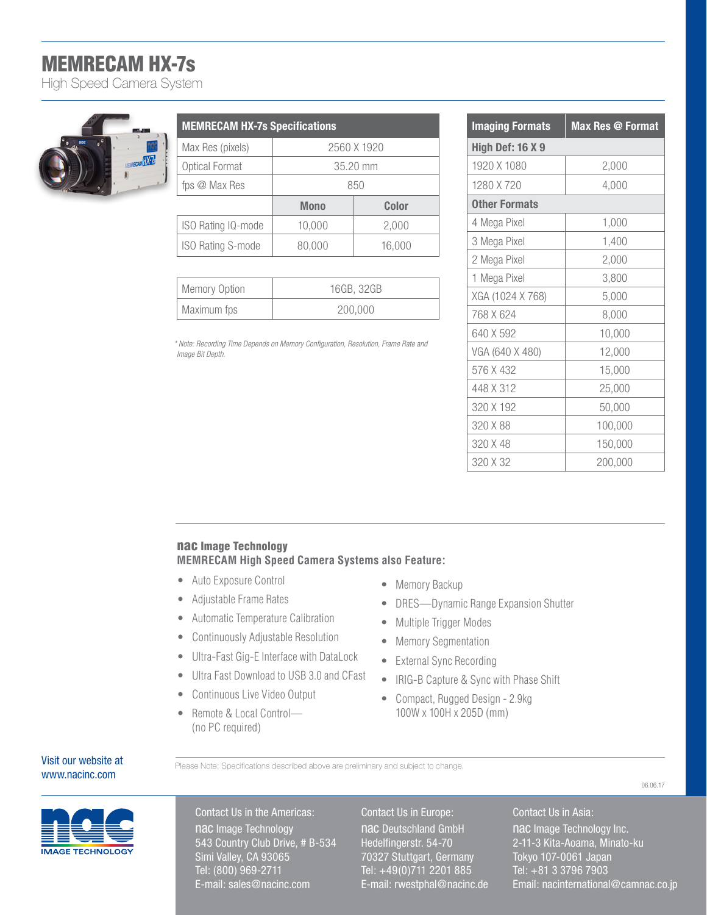# MEMRECAM HX-7s

High Speed Camera System

| MEMRECAM HX-7s Specifications | | |
|---|---|---|
| Max Res (pixels) | 2560 X 1920 | |
| Optical Format | 35.20 mm | |
| fps @ Max Res | 850 | |
| | **Mono** | **Color** |
| ISO Rating IQ-mode | 10,000 | 2,000 |
| ISO Rating S-mode | 80,000 | 16,000 |

| | |
|---|---|
| Memory Option | 16GB, 32GB |
| Maximum fps | 200,000 |

*\* Note: Recording Time Depends on Memory Configuration, Resolution, Frame Rate and Image Bit Depth.*

| Imaging Formats | Max Res @ Format |
|---|---|
| **High Def: 16 X 9** | |
| 1920 X 1080 | 2,000 |
| 1280 X 720 | 4,000 |
| **Other Formats** | |
| 4 Mega Pixel | 1,000 |
| 3 Mega Pixel | 1,400 |
| 2 Mega Pixel | 2,000 |
| 1 Mega Pixel | 3,800 |
| XGA (1024 X 768) | 5,000 |
| 768 X 624 | 8,000 |
| 640 X 592 | 10,000 |
| VGA (640 X 480) | 12,000 |
| 576 X 432 | 15,000 |
| 448 X 312 | 25,000 |
| 320 X 192 | 50,000 |
| 320 X 88 | 100,000 |
| 320 X 48 | 150,000 |
| 320 X 32 | 200,000 |

**nac Image Technology**
**MEMRECAM High Speed Camera Systems also Feature:**

- Auto Exposure Control
- Adjustable Frame Rates
- Automatic Temperature Calibration
- Continuously Adjustable Resolution
- Ultra-Fast Gig-E Interface with DataLock
- Ultra Fast Download to USB 3.0 and CFast
- Continuous Live Video Output
- Remote & Local Control— (no PC required)
- Memory Backup
- DRES—Dynamic Range Expansion Shutter
- Multiple Trigger Modes
- Memory Segmentation
- External Sync Recording
- IRIG-B Capture & Sync with Phase Shift
- Compact, Rugged Design - 2.9kg 100W x 100H x 205D (mm)

Visit our website at www.nacinc.com

Please Note: Specifications described above are preliminary and subject to change.

06.06.17

Contact Us in the Americas:
nac Image Technology
543 Country Club Drive, # B-534
Simi Valley, CA 93065
Tel: (800) 969-2711
E-mail: sales@nacinc.com

Contact Us in Europe:
nac Deutschland GmbH
Hedelfingerstr. 54-70
70327 Stuttgart, Germany
Tel: +49(0)711 2201 885
E-mail: rwestphal@nacinc.de

Contact Us in Asia:
nac Image Technology Inc.
2-11-3 Kita-Aoama, Minato-ku
Tokyo 107-0061 Japan
Tel: +81 3 3796 7903
Email: nacinternational@camnac.co.jp